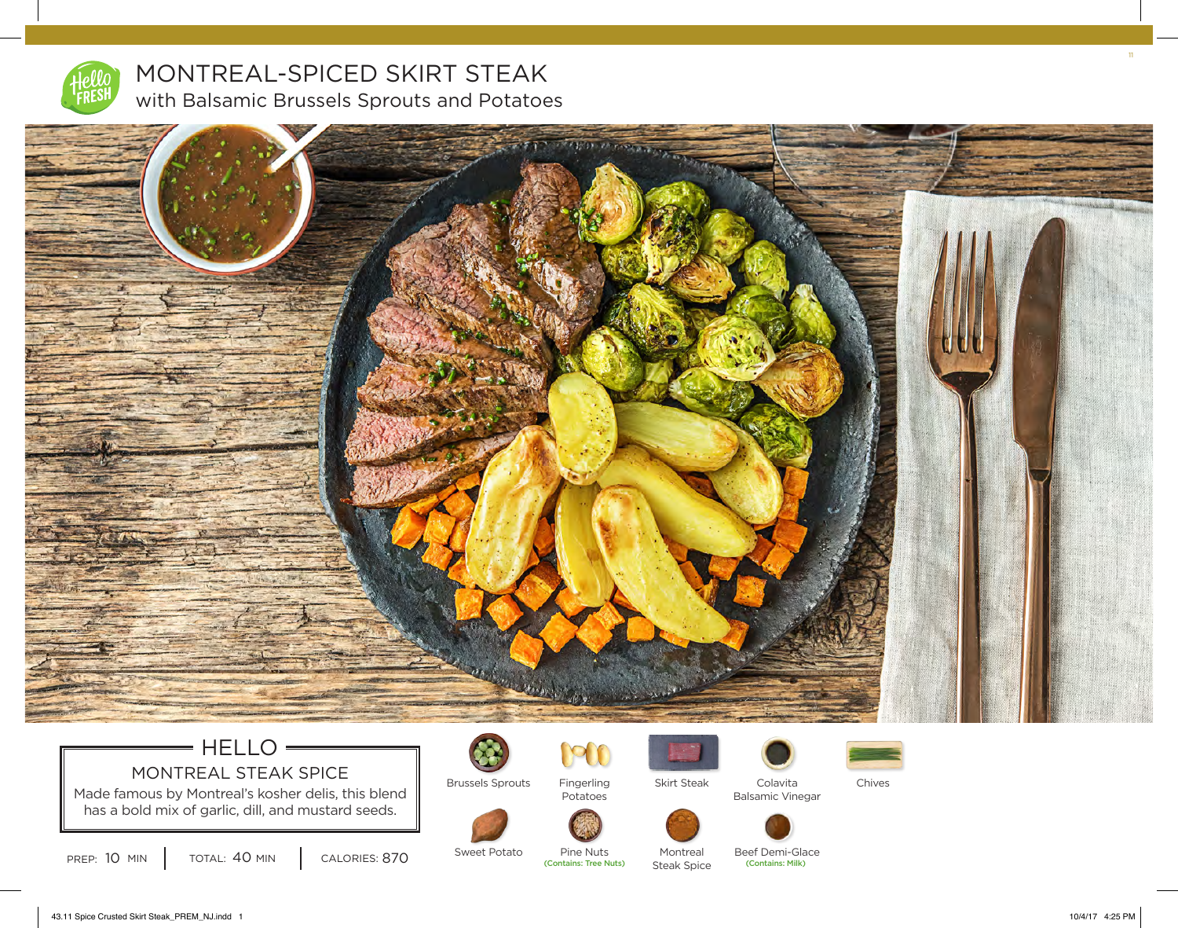# MONTREAL-SPICED SKIRT STEAK

## with Balsamic Brussels Sprouts and Potatoes

### HELLO

**MONTREAL STEAK SPICE**

Made famous by Montreal's kosher delis, this blend has a bold mix of garlic, dill, and mustard seeds.

PREP: 10 MIN | TOTAL: 40 MIN | CALORIES: 870

- Brussels Sprouts
- Fingerling Potatoes
- Skirt Steak
- Colavita Balsamic Vinegar
- Chives
- Sweet Potato
- Pine Nuts (Contains: Tree Nuts)
- Montreal Steak Spice
- Beef Demi-Glace (Contains: Milk)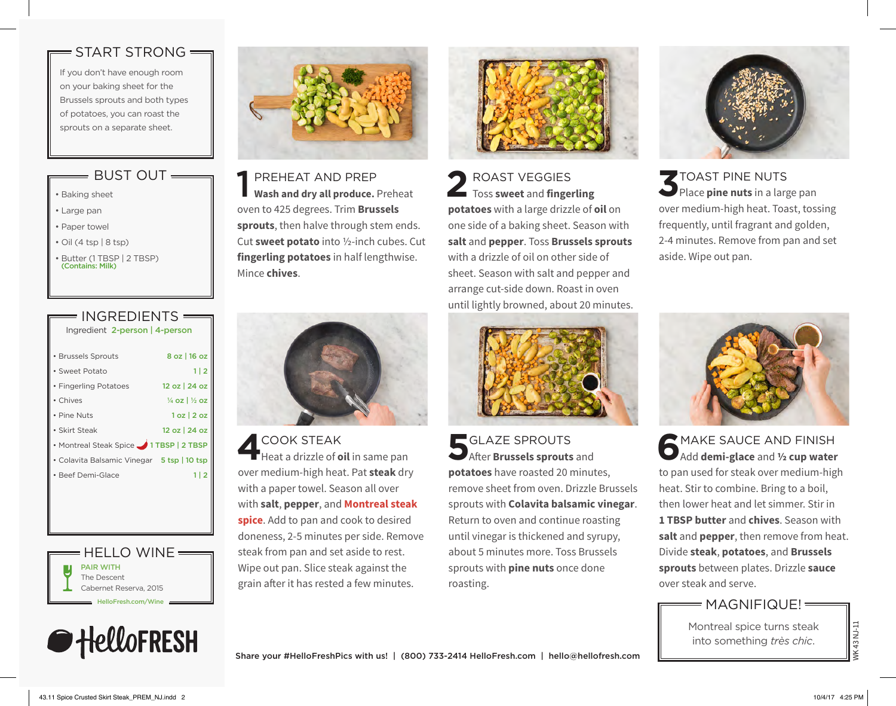## START STRONG

If you don't have enough room on your baking sheet for the Brussels sprouts and both types of potatoes, you can roast the sprouts on a separate sheet.

## BUST OUT

- Baking sheet
- Large pan
- Paper towel
- Oil (4 tsp | 8 tsp)
- Butter (1 TBSP | 2 TBSP) (Contains: Milk)

## INGREDIENTS

| Ingredient | 2-person \| 4-person |
|---|---|
| Brussels Sprouts | 8 oz \| 16 oz |
| Sweet Potato | 1 \| 2 |
| Fingerling Potatoes | 12 oz \| 24 oz |
| Chives | ¼ oz \| ½ oz |
| Pine Nuts | 1 oz \| 2 oz |
| Skirt Steak | 12 oz \| 24 oz |
| Montreal Steak Spice | 1 TBSP \| 2 TBSP |
| Colavita Balsamic Vinegar | 5 tsp \| 10 tsp |
| Beef Demi-Glace | 1 \| 2 |

## HELLO WINE

PAIR WITH
The Descent
Cabernet Reserva, 2015

HelloFresh.com/Wine

## 1 PREHEAT AND PREP

**Wash and dry all produce.** Preheat oven to 425 degrees. Trim **Brussels sprouts**, then halve through stem ends. Cut **sweet potato** into ½-inch cubes. Cut **fingerling potatoes** in half lengthwise. Mince **chives**.

## 2 ROAST VEGGIES

Toss **sweet** and **fingerling potatoes** with a large drizzle of **oil** on one side of a baking sheet. Season with **salt** and **pepper**. Toss **Brussels sprouts** with a drizzle of oil on other side of sheet. Season with salt and pepper and arrange cut-side down. Roast in oven until lightly browned, about 20 minutes.

## 3 TOAST PINE NUTS

Place **pine nuts** in a large pan over medium-high heat. Toast, tossing frequently, until fragrant and golden, 2-4 minutes. Remove from pan and set aside. Wipe out pan.

## 4 COOK STEAK

Heat a drizzle of **oil** in same pan over medium-high heat. Pat **steak** dry with a paper towel. Season all over with **salt**, **pepper**, and **Montreal steak spice**. Add to pan and cook to desired doneness, 2-5 minutes per side. Remove steak from pan and set aside to rest. Wipe out pan. Slice steak against the grain after it has rested a few minutes.

## 5 GLAZE SPROUTS

After **Brussels sprouts** and **potatoes** have roasted 20 minutes, remove sheet from oven. Drizzle Brussels sprouts with **Colavita balsamic vinegar**. Return to oven and continue roasting until vinegar is thickened and syrupy, about 5 minutes more. Toss Brussels sprouts with **pine nuts** once done roasting.

## 6 MAKE SAUCE AND FINISH

Add **demi-glace** and **½ cup water** to pan used for steak over medium-high heat. Stir to combine. Bring to a boil, then lower heat and let simmer. Stir in **1 TBSP butter** and **chives**. Season with **salt** and **pepper**, then remove from heat. Divide **steak**, **potatoes**, and **Brussels sprouts** between plates. Drizzle **sauce** over steak and serve.

## MAGNIFIQUE!

Montreal spice turns steak into something *très chic*.

Share your #HelloFreshPics with us! | (800) 733-2414 HelloFresh.com | hello@hellofresh.com

WK 43 NJ-11